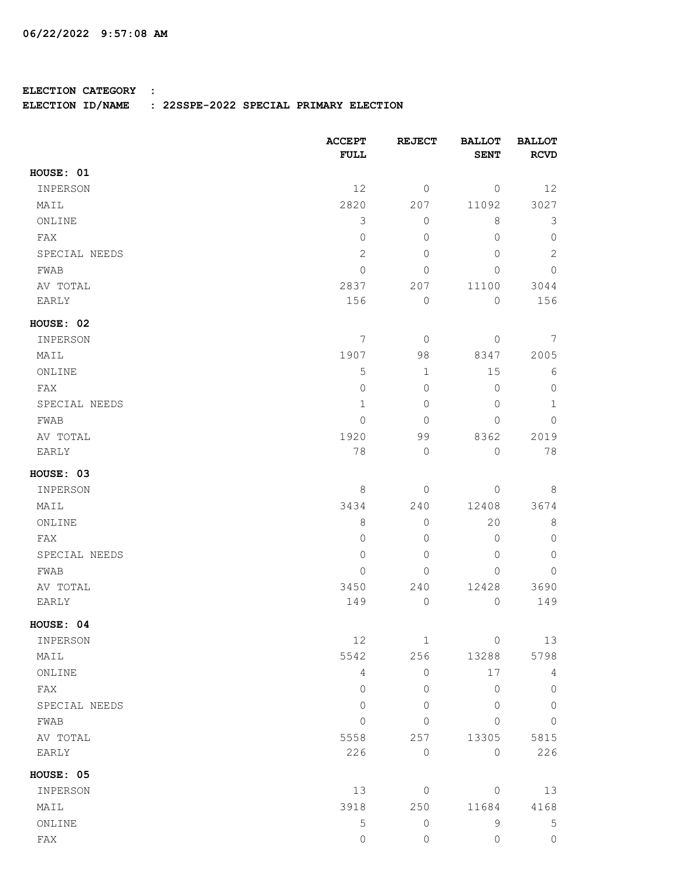06/22/2022 9:57:08 AM

**ELECTION CATEGORY :**
**ELECTION ID/NAME : 22SSPE-2022 SPECIAL PRIMARY ELECTION**

| | ACCEPT FULL | REJECT | BALLOT SENT | BALLOT RCVD |
|---|---|---|---|---|
| **HOUSE: 01** | | | | |
| INPERSON | 12 | 0 | 0 | 12 |
| MAIL | 2820 | 207 | 11092 | 3027 |
| ONLINE | 3 | 0 | 8 | 3 |
| FAX | 0 | 0 | 0 | 0 |
| SPECIAL NEEDS | 2 | 0 | 0 | 2 |
| FWAB | 0 | 0 | 0 | 0 |
| AV TOTAL | 2837 | 207 | 11100 | 3044 |
| EARLY | 156 | 0 | 0 | 156 |
| **HOUSE: 02** | | | | |
| INPERSON | 7 | 0 | 0 | 7 |
| MAIL | 1907 | 98 | 8347 | 2005 |
| ONLINE | 5 | 1 | 15 | 6 |
| FAX | 0 | 0 | 0 | 0 |
| SPECIAL NEEDS | 1 | 0 | 0 | 1 |
| FWAB | 0 | 0 | 0 | 0 |
| AV TOTAL | 1920 | 99 | 8362 | 2019 |
| EARLY | 78 | 0 | 0 | 78 |
| **HOUSE: 03** | | | | |
| INPERSON | 8 | 0 | 0 | 8 |
| MAIL | 3434 | 240 | 12408 | 3674 |
| ONLINE | 8 | 0 | 20 | 8 |
| FAX | 0 | 0 | 0 | 0 |
| SPECIAL NEEDS | 0 | 0 | 0 | 0 |
| FWAB | 0 | 0 | 0 | 0 |
| AV TOTAL | 3450 | 240 | 12428 | 3690 |
| EARLY | 149 | 0 | 0 | 149 |
| **HOUSE: 04** | | | | |
| INPERSON | 12 | 1 | 0 | 13 |
| MAIL | 5542 | 256 | 13288 | 5798 |
| ONLINE | 4 | 0 | 17 | 4 |
| FAX | 0 | 0 | 0 | 0 |
| SPECIAL NEEDS | 0 | 0 | 0 | 0 |
| FWAB | 0 | 0 | 0 | 0 |
| AV TOTAL | 5558 | 257 | 13305 | 5815 |
| EARLY | 226 | 0 | 0 | 226 |
| **HOUSE: 05** | | | | |
| INPERSON | 13 | 0 | 0 | 13 |
| MAIL | 3918 | 250 | 11684 | 4168 |
| ONLINE | 5 | 0 | 9 | 5 |
| FAX | 0 | 0 | 0 | 0 |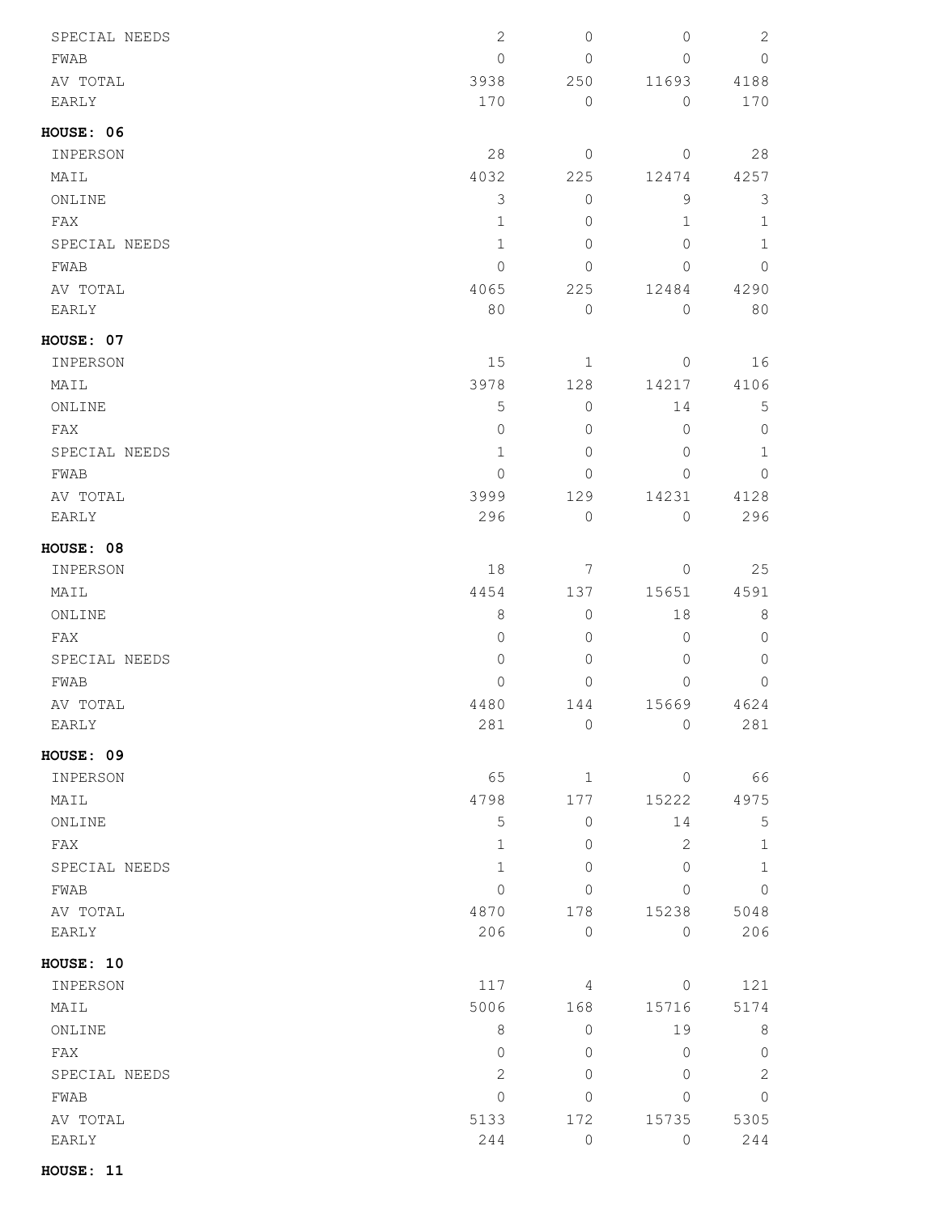| | | | | |
|---|---|---|---|---|
| SPECIAL NEEDS | 2 | 0 | 0 | 2 |
| FWAB | 0 | 0 | 0 | 0 |
| AV TOTAL | 3938 | 250 | 11693 | 4188 |
| EARLY | 170 | 0 | 0 | 170 |

**HOUSE: 06**

| | | | | |
|---|---|---|---|---|
| INPERSON | 28 | 0 | 0 | 28 |
| MAIL | 4032 | 225 | 12474 | 4257 |
| ONLINE | 3 | 0 | 9 | 3 |
| FAX | 1 | 0 | 1 | 1 |
| SPECIAL NEEDS | 1 | 0 | 0 | 1 |
| FWAB | 0 | 0 | 0 | 0 |
| AV TOTAL | 4065 | 225 | 12484 | 4290 |
| EARLY | 80 | 0 | 0 | 80 |

**HOUSE: 07**

| | | | | |
|---|---|---|---|---|
| INPERSON | 15 | 1 | 0 | 16 |
| MAIL | 3978 | 128 | 14217 | 4106 |
| ONLINE | 5 | 0 | 14 | 5 |
| FAX | 0 | 0 | 0 | 0 |
| SPECIAL NEEDS | 1 | 0 | 0 | 1 |
| FWAB | 0 | 0 | 0 | 0 |
| AV TOTAL | 3999 | 129 | 14231 | 4128 |
| EARLY | 296 | 0 | 0 | 296 |

**HOUSE: 08**

| | | | | |
|---|---|---|---|---|
| INPERSON | 18 | 7 | 0 | 25 |
| MAIL | 4454 | 137 | 15651 | 4591 |
| ONLINE | 8 | 0 | 18 | 8 |
| FAX | 0 | 0 | 0 | 0 |
| SPECIAL NEEDS | 0 | 0 | 0 | 0 |
| FWAB | 0 | 0 | 0 | 0 |
| AV TOTAL | 4480 | 144 | 15669 | 4624 |
| EARLY | 281 | 0 | 0 | 281 |

**HOUSE: 09**

| | | | | |
|---|---|---|---|---|
| INPERSON | 65 | 1 | 0 | 66 |
| MAIL | 4798 | 177 | 15222 | 4975 |
| ONLINE | 5 | 0 | 14 | 5 |
| FAX | 1 | 0 | 2 | 1 |
| SPECIAL NEEDS | 1 | 0 | 0 | 1 |
| FWAB | 0 | 0 | 0 | 0 |
| AV TOTAL | 4870 | 178 | 15238 | 5048 |
| EARLY | 206 | 0 | 0 | 206 |

**HOUSE: 10**

| | | | | |
|---|---|---|---|---|
| INPERSON | 117 | 4 | 0 | 121 |
| MAIL | 5006 | 168 | 15716 | 5174 |
| ONLINE | 8 | 0 | 19 | 8 |
| FAX | 0 | 0 | 0 | 0 |
| SPECIAL NEEDS | 2 | 0 | 0 | 2 |
| FWAB | 0 | 0 | 0 | 0 |
| AV TOTAL | 5133 | 172 | 15735 | 5305 |
| EARLY | 244 | 0 | 0 | 244 |

**HOUSE: 11**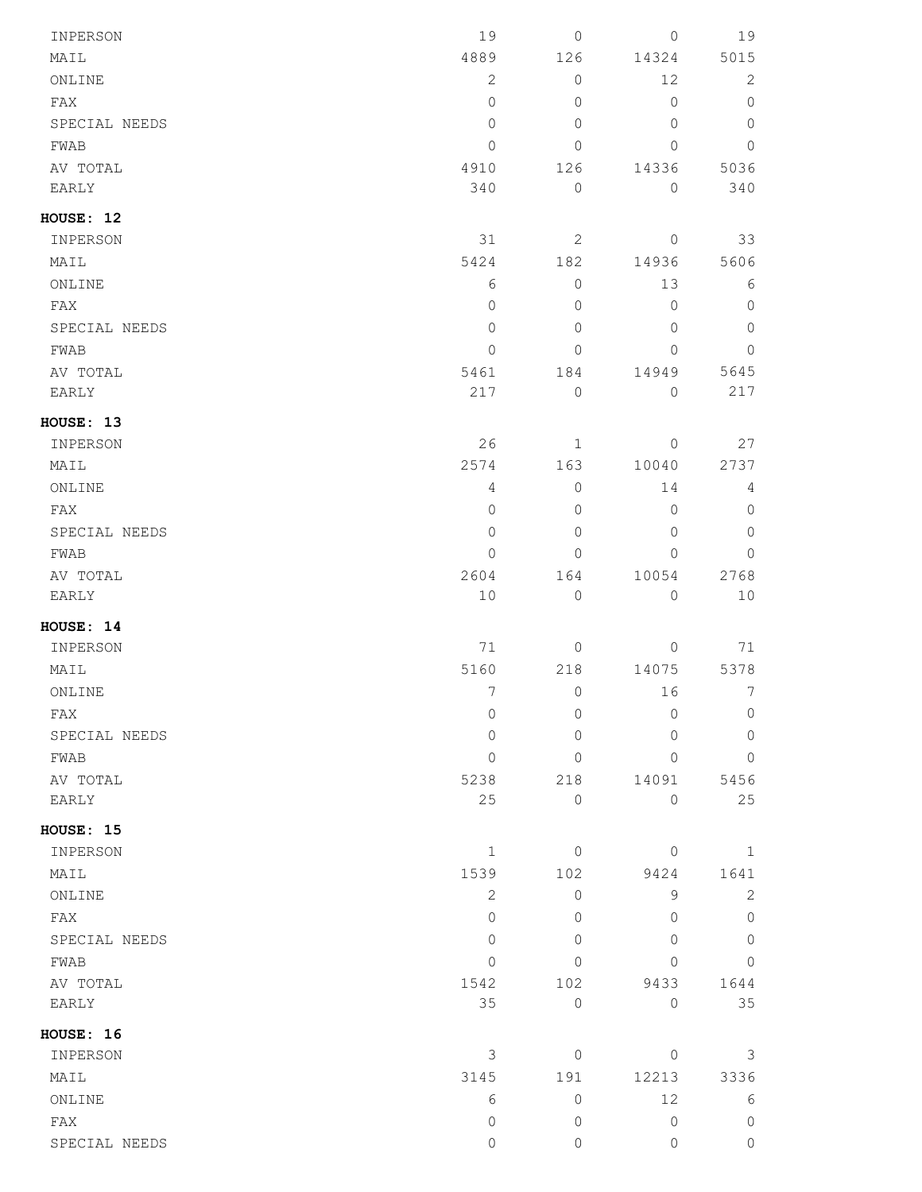| | | | | |
|---|---|---|---|---|
| INPERSON | 19 | 0 | 0 | 19 |
| MAIL | 4889 | 126 | 14324 | 5015 |
| ONLINE | 2 | 0 | 12 | 2 |
| FAX | 0 | 0 | 0 | 0 |
| SPECIAL NEEDS | 0 | 0 | 0 | 0 |
| FWAB | 0 | 0 | 0 | 0 |
| AV TOTAL | 4910 | 126 | 14336 | 5036 |
| EARLY | 340 | 0 | 0 | 340 |

**HOUSE: 12**

| | | | | |
|---|---|---|---|---|
| INPERSON | 31 | 2 | 0 | 33 |
| MAIL | 5424 | 182 | 14936 | 5606 |
| ONLINE | 6 | 0 | 13 | 6 |
| FAX | 0 | 0 | 0 | 0 |
| SPECIAL NEEDS | 0 | 0 | 0 | 0 |
| FWAB | 0 | 0 | 0 | 0 |
| AV TOTAL | 5461 | 184 | 14949 | 5645 |
| EARLY | 217 | 0 | 0 | 217 |

**HOUSE: 13**

| | | | | |
|---|---|---|---|---|
| INPERSON | 26 | 1 | 0 | 27 |
| MAIL | 2574 | 163 | 10040 | 2737 |
| ONLINE | 4 | 0 | 14 | 4 |
| FAX | 0 | 0 | 0 | 0 |
| SPECIAL NEEDS | 0 | 0 | 0 | 0 |
| FWAB | 0 | 0 | 0 | 0 |
| AV TOTAL | 2604 | 164 | 10054 | 2768 |
| EARLY | 10 | 0 | 0 | 10 |

**HOUSE: 14**

| | | | | |
|---|---|---|---|---|
| INPERSON | 71 | 0 | 0 | 71 |
| MAIL | 5160 | 218 | 14075 | 5378 |
| ONLINE | 7 | 0 | 16 | 7 |
| FAX | 0 | 0 | 0 | 0 |
| SPECIAL NEEDS | 0 | 0 | 0 | 0 |
| FWAB | 0 | 0 | 0 | 0 |
| AV TOTAL | 5238 | 218 | 14091 | 5456 |
| EARLY | 25 | 0 | 0 | 25 |

**HOUSE: 15**

| | | | | |
|---|---|---|---|---|
| INPERSON | 1 | 0 | 0 | 1 |
| MAIL | 1539 | 102 | 9424 | 1641 |
| ONLINE | 2 | 0 | 9 | 2 |
| FAX | 0 | 0 | 0 | 0 |
| SPECIAL NEEDS | 0 | 0 | 0 | 0 |
| FWAB | 0 | 0 | 0 | 0 |
| AV TOTAL | 1542 | 102 | 9433 | 1644 |
| EARLY | 35 | 0 | 0 | 35 |

**HOUSE: 16**

| | | | | |
|---|---|---|---|---|
| INPERSON | 3 | 0 | 0 | 3 |
| MAIL | 3145 | 191 | 12213 | 3336 |
| ONLINE | 6 | 0 | 12 | 6 |
| FAX | 0 | 0 | 0 | 0 |
| SPECIAL NEEDS | 0 | 0 | 0 | 0 |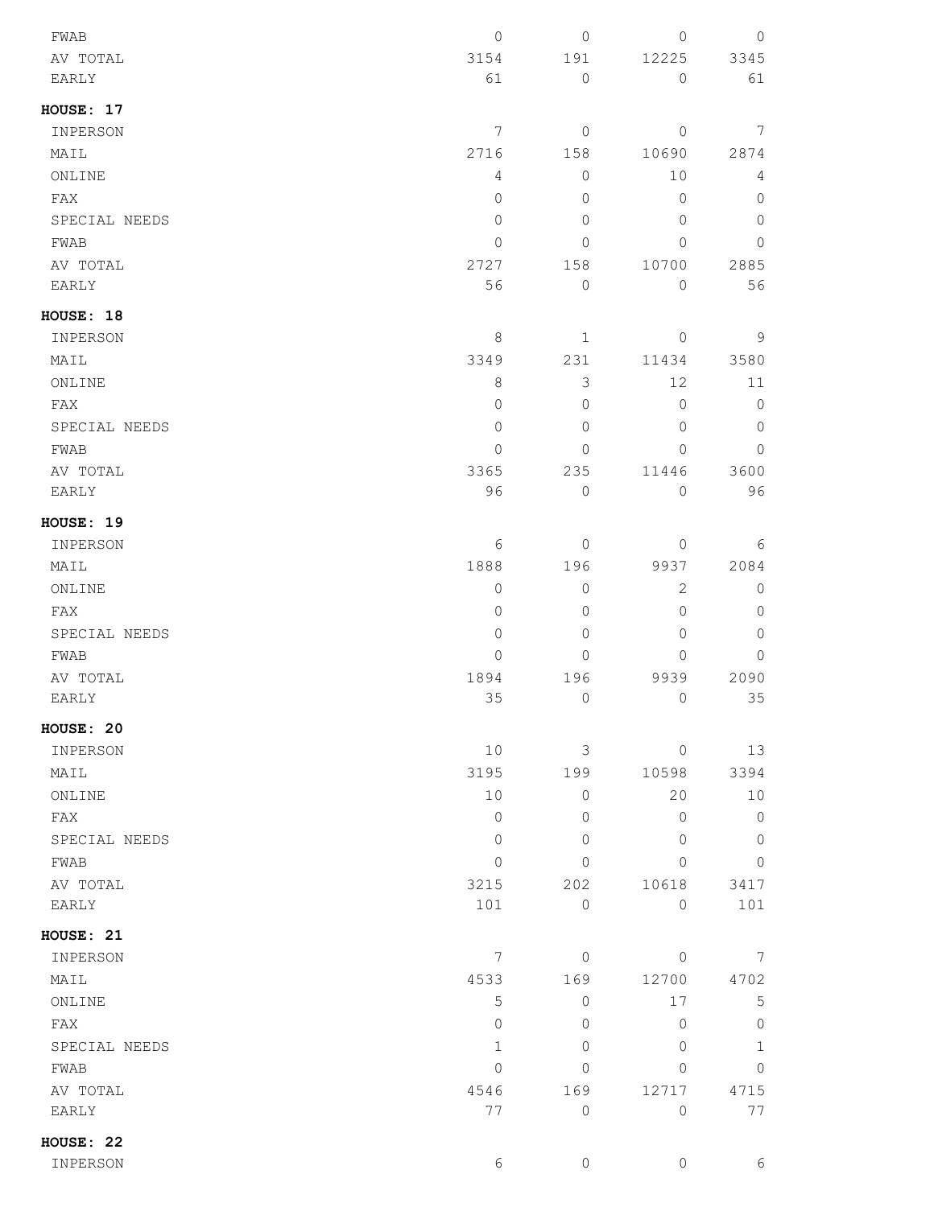| | | | | |
|---|---|---|---|---|
| FWAB | 0 | 0 | 0 | 0 |
| AV TOTAL | 3154 | 191 | 12225 | 3345 |
| EARLY | 61 | 0 | 0 | 61 |

**HOUSE: 17**

| | | | | |
|---|---|---|---|---|
| INPERSON | 7 | 0 | 0 | 7 |
| MAIL | 2716 | 158 | 10690 | 2874 |
| ONLINE | 4 | 0 | 10 | 4 |
| FAX | 0 | 0 | 0 | 0 |
| SPECIAL NEEDS | 0 | 0 | 0 | 0 |
| FWAB | 0 | 0 | 0 | 0 |
| AV TOTAL | 2727 | 158 | 10700 | 2885 |
| EARLY | 56 | 0 | 0 | 56 |

**HOUSE: 18**

| | | | | |
|---|---|---|---|---|
| INPERSON | 8 | 1 | 0 | 9 |
| MAIL | 3349 | 231 | 11434 | 3580 |
| ONLINE | 8 | 3 | 12 | 11 |
| FAX | 0 | 0 | 0 | 0 |
| SPECIAL NEEDS | 0 | 0 | 0 | 0 |
| FWAB | 0 | 0 | 0 | 0 |
| AV TOTAL | 3365 | 235 | 11446 | 3600 |
| EARLY | 96 | 0 | 0 | 96 |

**HOUSE: 19**

| | | | | |
|---|---|---|---|---|
| INPERSON | 6 | 0 | 0 | 6 |
| MAIL | 1888 | 196 | 9937 | 2084 |
| ONLINE | 0 | 0 | 2 | 0 |
| FAX | 0 | 0 | 0 | 0 |
| SPECIAL NEEDS | 0 | 0 | 0 | 0 |
| FWAB | 0 | 0 | 0 | 0 |
| AV TOTAL | 1894 | 196 | 9939 | 2090 |
| EARLY | 35 | 0 | 0 | 35 |

**HOUSE: 20**

| | | | | |
|---|---|---|---|---|
| INPERSON | 10 | 3 | 0 | 13 |
| MAIL | 3195 | 199 | 10598 | 3394 |
| ONLINE | 10 | 0 | 20 | 10 |
| FAX | 0 | 0 | 0 | 0 |
| SPECIAL NEEDS | 0 | 0 | 0 | 0 |
| FWAB | 0 | 0 | 0 | 0 |
| AV TOTAL | 3215 | 202 | 10618 | 3417 |
| EARLY | 101 | 0 | 0 | 101 |

**HOUSE: 21**

| | | | | |
|---|---|---|---|---|
| INPERSON | 7 | 0 | 0 | 7 |
| MAIL | 4533 | 169 | 12700 | 4702 |
| ONLINE | 5 | 0 | 17 | 5 |
| FAX | 0 | 0 | 0 | 0 |
| SPECIAL NEEDS | 1 | 0 | 0 | 1 |
| FWAB | 0 | 0 | 0 | 0 |
| AV TOTAL | 4546 | 169 | 12717 | 4715 |
| EARLY | 77 | 0 | 0 | 77 |

**HOUSE: 22**

| | | | | |
|---|---|---|---|---|
| INPERSON | 6 | 0 | 0 | 6 |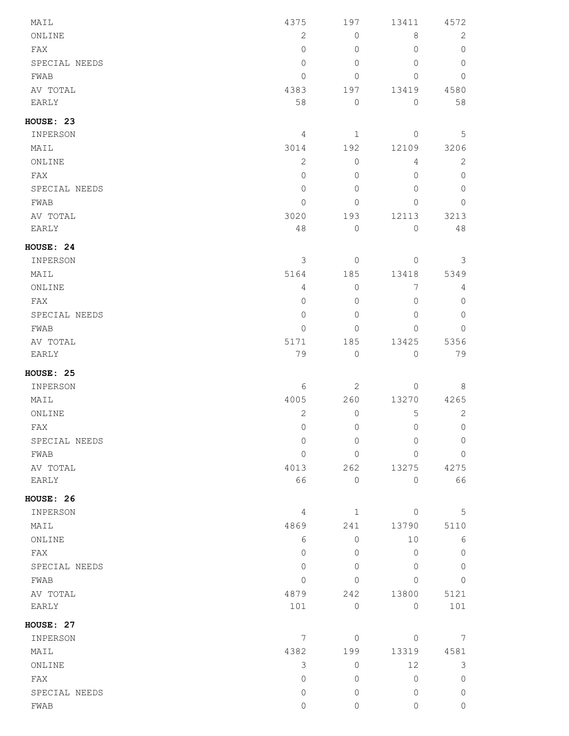| | | | | |
|---|---|---|---|---|
| MAIL | 4375 | 197 | 13411 | 4572 |
| ONLINE | 2 | 0 | 8 | 2 |
| FAX | 0 | 0 | 0 | 0 |
| SPECIAL NEEDS | 0 | 0 | 0 | 0 |
| FWAB | 0 | 0 | 0 | 0 |
| AV TOTAL | 4383 | 197 | 13419 | 4580 |
| EARLY | 58 | 0 | 0 | 58 |
| **HOUSE: 23** | | | | |
| INPERSON | 4 | 1 | 0 | 5 |
| MAIL | 3014 | 192 | 12109 | 3206 |
| ONLINE | 2 | 0 | 4 | 2 |
| FAX | 0 | 0 | 0 | 0 |
| SPECIAL NEEDS | 0 | 0 | 0 | 0 |
| FWAB | 0 | 0 | 0 | 0 |
| AV TOTAL | 3020 | 193 | 12113 | 3213 |
| EARLY | 48 | 0 | 0 | 48 |
| **HOUSE: 24** | | | | |
| INPERSON | 3 | 0 | 0 | 3 |
| MAIL | 5164 | 185 | 13418 | 5349 |
| ONLINE | 4 | 0 | 7 | 4 |
| FAX | 0 | 0 | 0 | 0 |
| SPECIAL NEEDS | 0 | 0 | 0 | 0 |
| FWAB | 0 | 0 | 0 | 0 |
| AV TOTAL | 5171 | 185 | 13425 | 5356 |
| EARLY | 79 | 0 | 0 | 79 |
| **HOUSE: 25** | | | | |
| INPERSON | 6 | 2 | 0 | 8 |
| MAIL | 4005 | 260 | 13270 | 4265 |
| ONLINE | 2 | 0 | 5 | 2 |
| FAX | 0 | 0 | 0 | 0 |
| SPECIAL NEEDS | 0 | 0 | 0 | 0 |
| FWAB | 0 | 0 | 0 | 0 |
| AV TOTAL | 4013 | 262 | 13275 | 4275 |
| EARLY | 66 | 0 | 0 | 66 |
| **HOUSE: 26** | | | | |
| INPERSON | 4 | 1 | 0 | 5 |
| MAIL | 4869 | 241 | 13790 | 5110 |
| ONLINE | 6 | 0 | 10 | 6 |
| FAX | 0 | 0 | 0 | 0 |
| SPECIAL NEEDS | 0 | 0 | 0 | 0 |
| FWAB | 0 | 0 | 0 | 0 |
| AV TOTAL | 4879 | 242 | 13800 | 5121 |
| EARLY | 101 | 0 | 0 | 101 |
| **HOUSE: 27** | | | | |
| INPERSON | 7 | 0 | 0 | 7 |
| MAIL | 4382 | 199 | 13319 | 4581 |
| ONLINE | 3 | 0 | 12 | 3 |
| FAX | 0 | 0 | 0 | 0 |
| SPECIAL NEEDS | 0 | 0 | 0 | 0 |
| FWAB | 0 | 0 | 0 | 0 |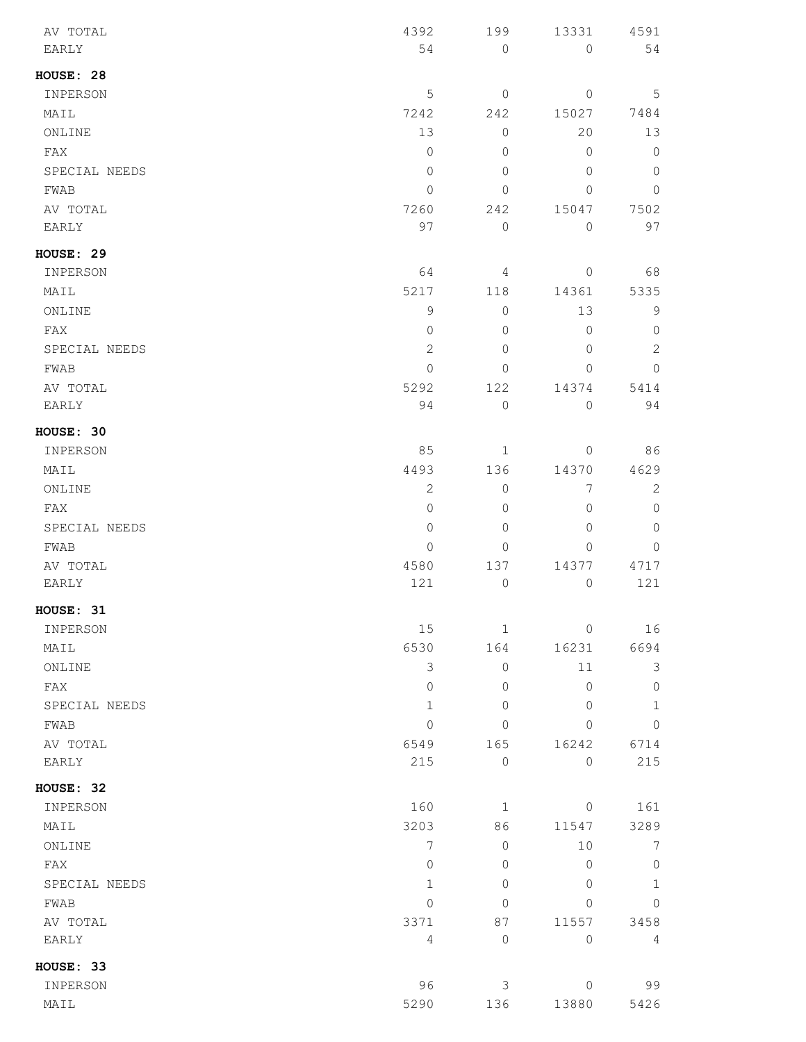| | | | | |
|---|---|---|---|---|
| AV TOTAL | 4392 | 199 | 13331 | 4591 |
| EARLY | 54 | 0 | 0 | 54 |

**HOUSE: 28**

| | | | | |
|---|---|---|---|---|
| INPERSON | 5 | 0 | 0 | 5 |
| MAIL | 7242 | 242 | 15027 | 7484 |
| ONLINE | 13 | 0 | 20 | 13 |
| FAX | 0 | 0 | 0 | 0 |
| SPECIAL NEEDS | 0 | 0 | 0 | 0 |
| FWAB | 0 | 0 | 0 | 0 |
| AV TOTAL | 7260 | 242 | 15047 | 7502 |
| EARLY | 97 | 0 | 0 | 97 |

**HOUSE: 29**

| | | | | |
|---|---|---|---|---|
| INPERSON | 64 | 4 | 0 | 68 |
| MAIL | 5217 | 118 | 14361 | 5335 |
| ONLINE | 9 | 0 | 13 | 9 |
| FAX | 0 | 0 | 0 | 0 |
| SPECIAL NEEDS | 2 | 0 | 0 | 2 |
| FWAB | 0 | 0 | 0 | 0 |
| AV TOTAL | 5292 | 122 | 14374 | 5414 |
| EARLY | 94 | 0 | 0 | 94 |

**HOUSE: 30**

| | | | | |
|---|---|---|---|---|
| INPERSON | 85 | 1 | 0 | 86 |
| MAIL | 4493 | 136 | 14370 | 4629 |
| ONLINE | 2 | 0 | 7 | 2 |
| FAX | 0 | 0 | 0 | 0 |
| SPECIAL NEEDS | 0 | 0 | 0 | 0 |
| FWAB | 0 | 0 | 0 | 0 |
| AV TOTAL | 4580 | 137 | 14377 | 4717 |
| EARLY | 121 | 0 | 0 | 121 |

**HOUSE: 31**

| | | | | |
|---|---|---|---|---|
| INPERSON | 15 | 1 | 0 | 16 |
| MAIL | 6530 | 164 | 16231 | 6694 |
| ONLINE | 3 | 0 | 11 | 3 |
| FAX | 0 | 0 | 0 | 0 |
| SPECIAL NEEDS | 1 | 0 | 0 | 1 |
| FWAB | 0 | 0 | 0 | 0 |
| AV TOTAL | 6549 | 165 | 16242 | 6714 |
| EARLY | 215 | 0 | 0 | 215 |

**HOUSE: 32**

| | | | | |
|---|---|---|---|---|
| INPERSON | 160 | 1 | 0 | 161 |
| MAIL | 3203 | 86 | 11547 | 3289 |
| ONLINE | 7 | 0 | 10 | 7 |
| FAX | 0 | 0 | 0 | 0 |
| SPECIAL NEEDS | 1 | 0 | 0 | 1 |
| FWAB | 0 | 0 | 0 | 0 |
| AV TOTAL | 3371 | 87 | 11557 | 3458 |
| EARLY | 4 | 0 | 0 | 4 |

**HOUSE: 33**

| | | | | |
|---|---|---|---|---|
| INPERSON | 96 | 3 | 0 | 99 |
| MAIL | 5290 | 136 | 13880 | 5426 |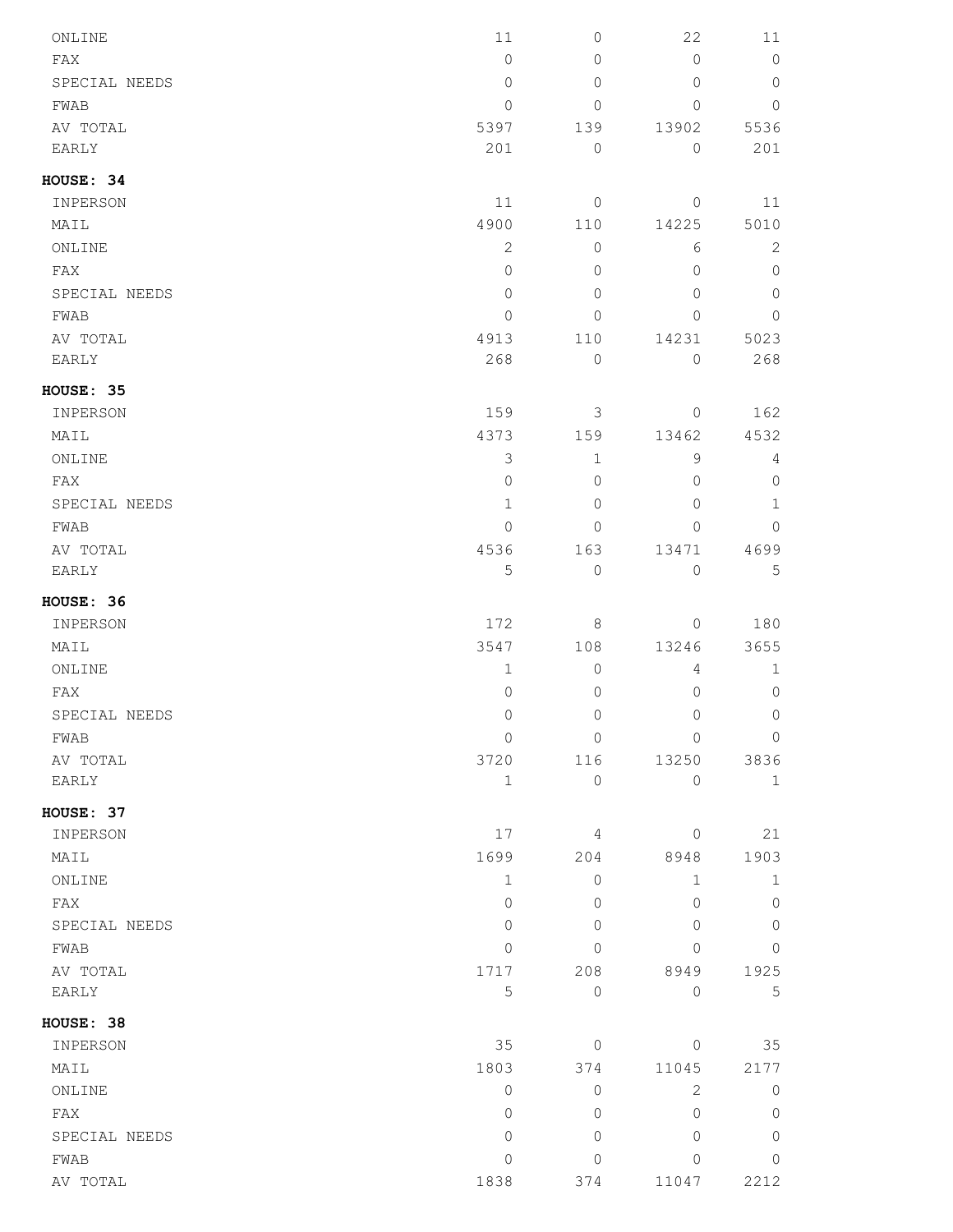| | | | | |
|---|---|---|---|---|
| ONLINE | 11 | 0 | 22 | 11 |
| FAX | 0 | 0 | 0 | 0 |
| SPECIAL NEEDS | 0 | 0 | 0 | 0 |
| FWAB | 0 | 0 | 0 | 0 |
| AV TOTAL | 5397 | 139 | 13902 | 5536 |
| EARLY | 201 | 0 | 0 | 201 |

**HOUSE: 34**

| | | | | |
|---|---|---|---|---|
| INPERSON | 11 | 0 | 0 | 11 |
| MAIL | 4900 | 110 | 14225 | 5010 |
| ONLINE | 2 | 0 | 6 | 2 |
| FAX | 0 | 0 | 0 | 0 |
| SPECIAL NEEDS | 0 | 0 | 0 | 0 |
| FWAB | 0 | 0 | 0 | 0 |
| AV TOTAL | 4913 | 110 | 14231 | 5023 |
| EARLY | 268 | 0 | 0 | 268 |

**HOUSE: 35**

| | | | | |
|---|---|---|---|---|
| INPERSON | 159 | 3 | 0 | 162 |
| MAIL | 4373 | 159 | 13462 | 4532 |
| ONLINE | 3 | 1 | 9 | 4 |
| FAX | 0 | 0 | 0 | 0 |
| SPECIAL NEEDS | 1 | 0 | 0 | 1 |
| FWAB | 0 | 0 | 0 | 0 |
| AV TOTAL | 4536 | 163 | 13471 | 4699 |
| EARLY | 5 | 0 | 0 | 5 |

**HOUSE: 36**

| | | | | |
|---|---|---|---|---|
| INPERSON | 172 | 8 | 0 | 180 |
| MAIL | 3547 | 108 | 13246 | 3655 |
| ONLINE | 1 | 0 | 4 | 1 |
| FAX | 0 | 0 | 0 | 0 |
| SPECIAL NEEDS | 0 | 0 | 0 | 0 |
| FWAB | 0 | 0 | 0 | 0 |
| AV TOTAL | 3720 | 116 | 13250 | 3836 |
| EARLY | 1 | 0 | 0 | 1 |

**HOUSE: 37**

| | | | | |
|---|---|---|---|---|
| INPERSON | 17 | 4 | 0 | 21 |
| MAIL | 1699 | 204 | 8948 | 1903 |
| ONLINE | 1 | 0 | 1 | 1 |
| FAX | 0 | 0 | 0 | 0 |
| SPECIAL NEEDS | 0 | 0 | 0 | 0 |
| FWAB | 0 | 0 | 0 | 0 |
| AV TOTAL | 1717 | 208 | 8949 | 1925 |
| EARLY | 5 | 0 | 0 | 5 |

**HOUSE: 38**

| | | | | |
|---|---|---|---|---|
| INPERSON | 35 | 0 | 0 | 35 |
| MAIL | 1803 | 374 | 11045 | 2177 |
| ONLINE | 0 | 0 | 2 | 0 |
| FAX | 0 | 0 | 0 | 0 |
| SPECIAL NEEDS | 0 | 0 | 0 | 0 |
| FWAB | 0 | 0 | 0 | 0 |
| AV TOTAL | 1838 | 374 | 11047 | 2212 |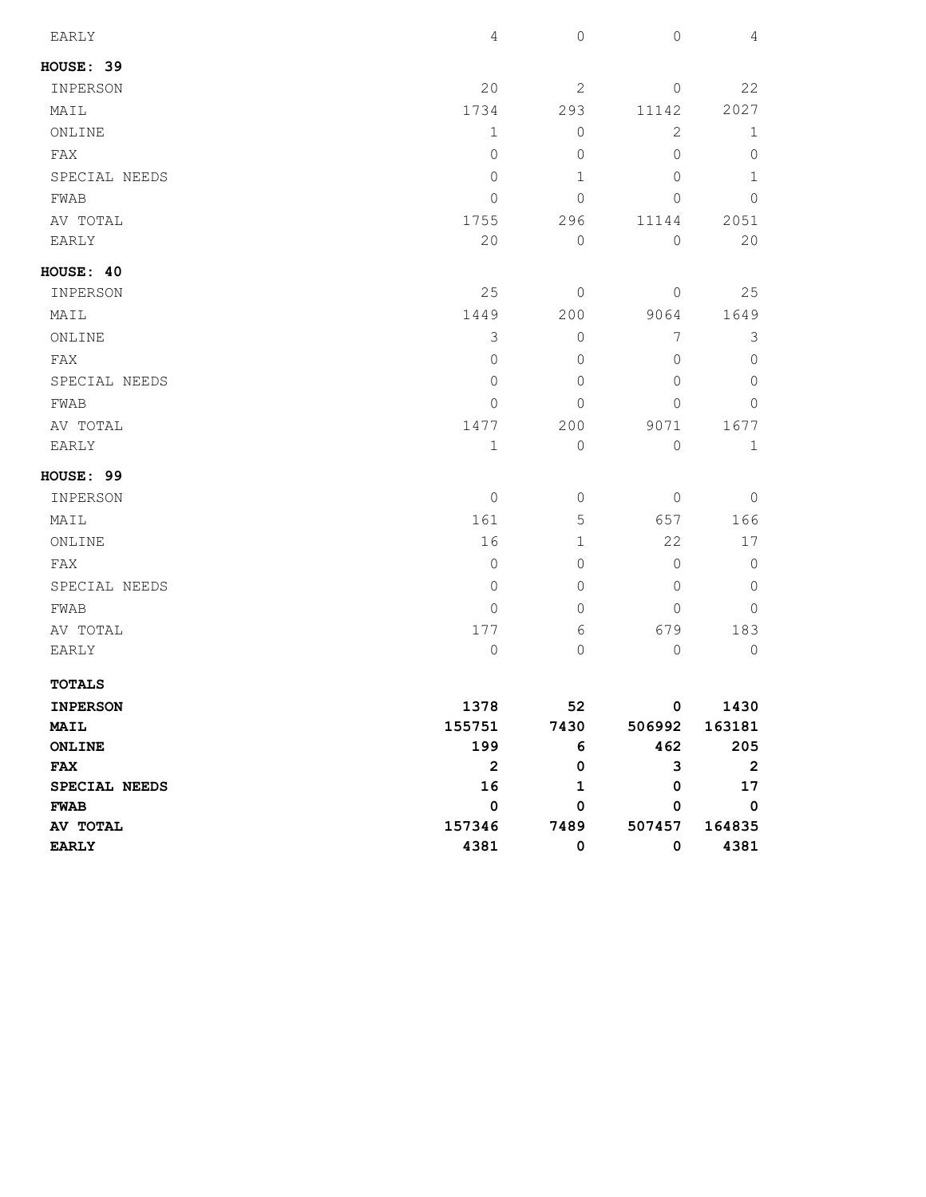| | | | | |
|---|---|---|---|---|
| EARLY | 4 | 0 | 0 | 4 |
| **HOUSE: 39** | | | | |
| INPERSON | 20 | 2 | 0 | 22 |
| MAIL | 1734 | 293 | 11142 | 2027 |
| ONLINE | 1 | 0 | 2 | 1 |
| FAX | 0 | 0 | 0 | 0 |
| SPECIAL NEEDS | 0 | 1 | 0 | 1 |
| FWAB | 0 | 0 | 0 | 0 |
| AV TOTAL | 1755 | 296 | 11144 | 2051 |
| EARLY | 20 | 0 | 0 | 20 |
| **HOUSE: 40** | | | | |
| INPERSON | 25 | 0 | 0 | 25 |
| MAIL | 1449 | 200 | 9064 | 1649 |
| ONLINE | 3 | 0 | 7 | 3 |
| FAX | 0 | 0 | 0 | 0 |
| SPECIAL NEEDS | 0 | 0 | 0 | 0 |
| FWAB | 0 | 0 | 0 | 0 |
| AV TOTAL | 1477 | 200 | 9071 | 1677 |
| EARLY | 1 | 0 | 0 | 1 |
| **HOUSE: 99** | | | | |
| INPERSON | 0 | 0 | 0 | 0 |
| MAIL | 161 | 5 | 657 | 166 |
| ONLINE | 16 | 1 | 22 | 17 |
| FAX | 0 | 0 | 0 | 0 |
| SPECIAL NEEDS | 0 | 0 | 0 | 0 |
| FWAB | 0 | 0 | 0 | 0 |
| AV TOTAL | 177 | 6 | 679 | 183 |
| EARLY | 0 | 0 | 0 | 0 |
| **TOTALS** | | | | |
| **INPERSON** | **1378** | **52** | **0** | **1430** |
| **MAIL** | **155751** | **7430** | **506992** | **163181** |
| **ONLINE** | **199** | **6** | **462** | **205** |
| **FAX** | **2** | **0** | **3** | **2** |
| **SPECIAL NEEDS** | **16** | **1** | **0** | **17** |
| **FWAB** | **0** | **0** | **0** | **0** |
| **AV TOTAL** | **157346** | **7489** | **507457** | **164835** |
| **EARLY** | **4381** | **0** | **0** | **4381** |